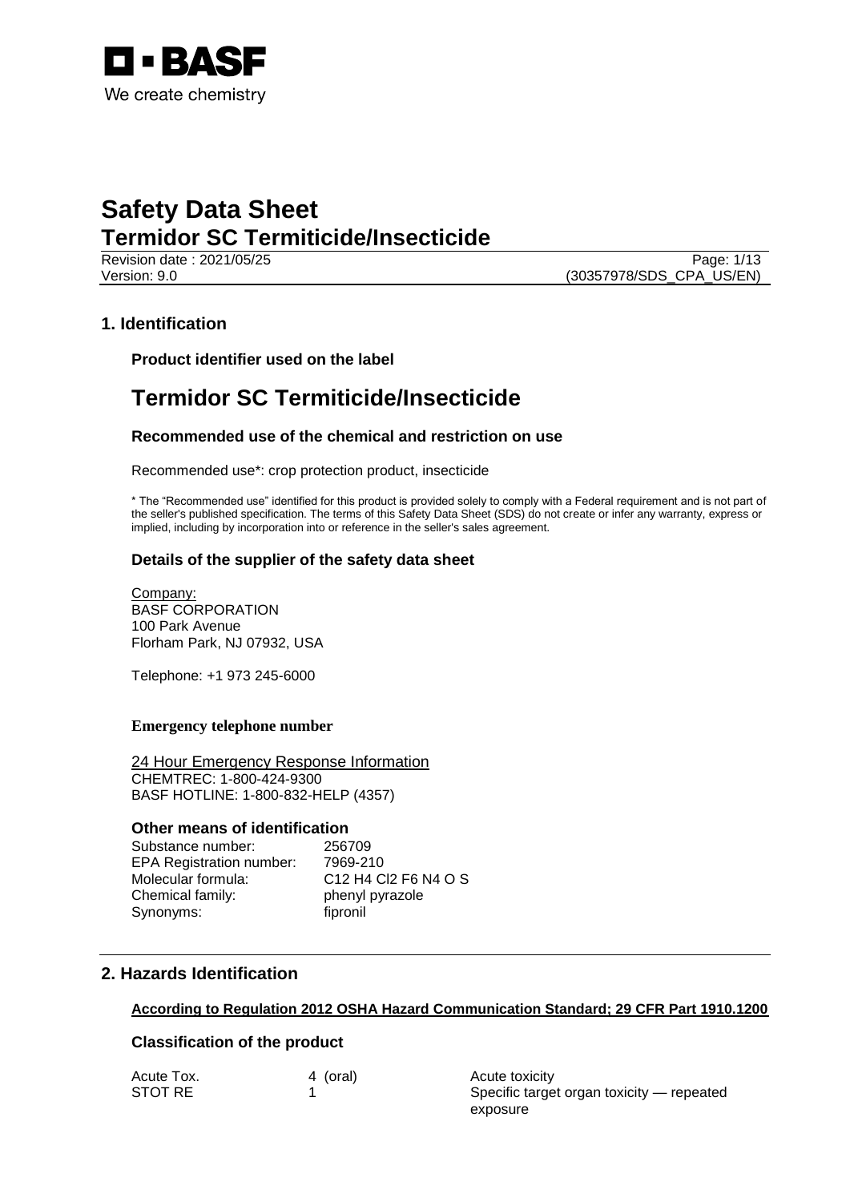# Safety Data Sheet
## Termidor SC Termiticide/Insecticide

Revision date : 2021/05/25
Version: 9.0 (30357978/SDS_CPA_US/EN)

## 1. Identification

### Product identifier used on the label

# Termidor SC Termiticide/Insecticide

### Recommended use of the chemical and restriction on use

Recommended use*: crop protection product, insecticide

* The "Recommended use" identified for this product is provided solely to comply with a Federal requirement and is not part of the seller's published specification. The terms of this Safety Data Sheet (SDS) do not create or infer any warranty, express or implied, including by incorporation into or reference in the seller's sales agreement.

### Details of the supplier of the safety data sheet

Company:
BASF CORPORATION
100 Park Avenue
Florham Park, NJ 07932, USA

Telephone: +1 973 245-6000

**Emergency telephone number**

24 Hour Emergency Response Information
CHEMTREC: 1-800-424-9300
BASF HOTLINE: 1-800-832-HELP (4357)

### Other means of identification

| | |
|---|---|
| Substance number: | 256709 |
| EPA Registration number: | 7969-210 |
| Molecular formula: | $C_{12} H_4 Cl_2 F_6 N_4 O S$ |
| Chemical family: | phenyl pyrazole |
| Synonyms: | fipronil |

## 2. Hazards Identification

**According to Regulation 2012 OSHA Hazard Communication Standard; 29 CFR Part 1910.1200**

### Classification of the product

| | | |
|---|---|---|
| Acute Tox. | 4 (oral) | Acute toxicity |
| STOT RE | 1 | Specific target organ toxicity — repeated exposure |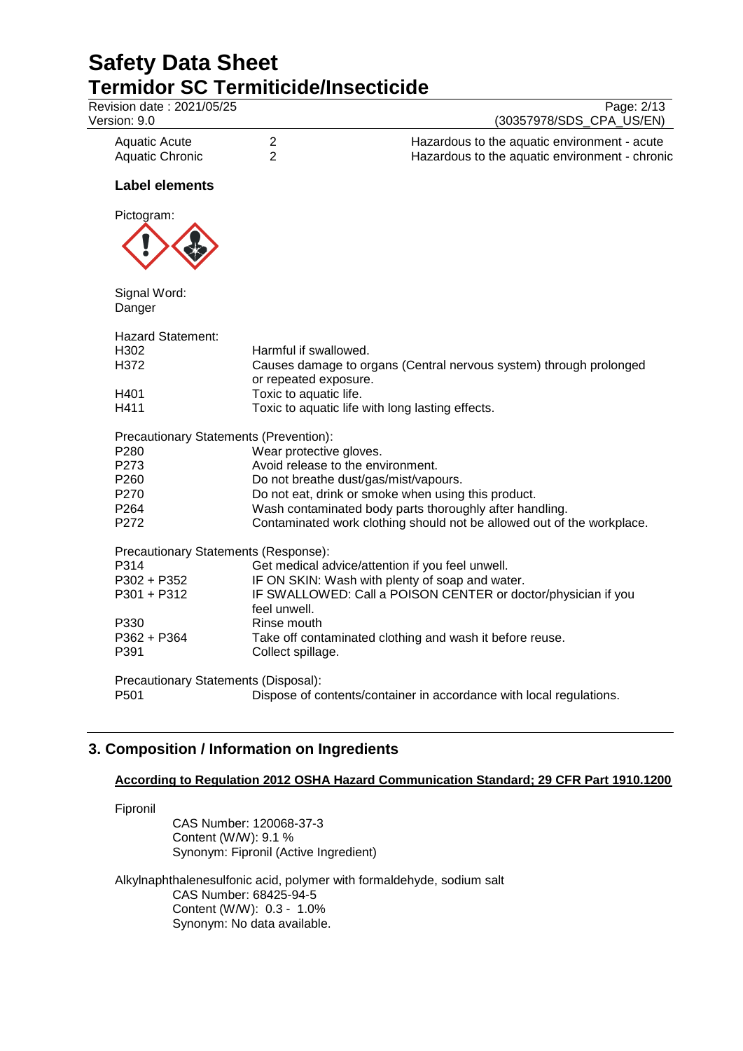| | | |
|---|---|---|
| Aquatic Acute | 2 | Hazardous to the aquatic environment - acute |
| Aquatic Chronic | 2 | Hazardous to the aquatic environment - chronic |

**Label elements**

Pictogram:

Signal Word:
Danger

Hazard Statement:

| | |
|---|---|
| H302 | Harmful if swallowed. |
| H372 | Causes damage to organs (Central nervous system) through prolonged or repeated exposure. |
| H401 | Toxic to aquatic life. |
| H411 | Toxic to aquatic life with long lasting effects. |

Precautionary Statements (Prevention):

| | |
|---|---|
| P280 | Wear protective gloves. |
| P273 | Avoid release to the environment. |
| P260 | Do not breathe dust/gas/mist/vapours. |
| P270 | Do not eat, drink or smoke when using this product. |
| P264 | Wash contaminated body parts thoroughly after handling. |
| P272 | Contaminated work clothing should not be allowed out of the workplace. |

Precautionary Statements (Response):

| | |
|---|---|
| P314 | Get medical advice/attention if you feel unwell. |
| P302 + P352 | IF ON SKIN: Wash with plenty of soap and water. |
| P301 + P312 | IF SWALLOWED: Call a POISON CENTER or doctor/physician if you feel unwell. |
| P330 | Rinse mouth |
| P362 + P364 | Take off contaminated clothing and wash it before reuse. |
| P391 | Collect spillage. |

Precautionary Statements (Disposal):

| | |
|---|---|
| P501 | Dispose of contents/container in accordance with local regulations. |

## 3. Composition / Information on Ingredients

**According to Regulation 2012 OSHA Hazard Communication Standard; 29 CFR Part 1910.1200**

Fipronil
CAS Number: 120068-37-3
Content (W/W): 9.1 %
Synonym: Fipronil (Active Ingredient)

Alkylnaphthalenesulfonic acid, polymer with formaldehyde, sodium salt
CAS Number: 68425-94-5
Content (W/W): 0.3 - 1.0%
Synonym: No data available.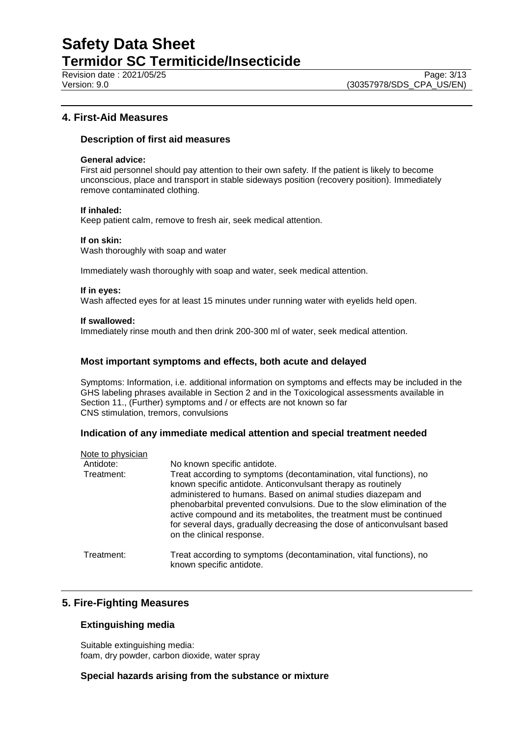## 4. First-Aid Measures

### Description of first aid measures

**General advice:**
First aid personnel should pay attention to their own safety. If the patient is likely to become unconscious, place and transport in stable sideways position (recovery position). Immediately remove contaminated clothing.

**If inhaled:**
Keep patient calm, remove to fresh air, seek medical attention.

**If on skin:**
Wash thoroughly with soap and water

Immediately wash thoroughly with soap and water, seek medical attention.

**If in eyes:**
Wash affected eyes for at least 15 minutes under running water with eyelids held open.

**If swallowed:**
Immediately rinse mouth and then drink 200-300 ml of water, seek medical attention.

### Most important symptoms and effects, both acute and delayed

Symptoms: Information, i.e. additional information on symptoms and effects may be included in the GHS labeling phrases available in Section 2 and in the Toxicological assessments available in Section 11., (Further) symptoms and / or effects are not known so far
CNS stimulation, tremors, convulsions

### Indication of any immediate medical attention and special treatment needed

Note to physician

| | |
|---|---|
| Antidote: | No known specific antidote. |
| Treatment: | Treat according to symptoms (decontamination, vital functions), no known specific antidote. Anticonvulsant therapy as routinely administered to humans. Based on animal studies diazepam and phenobarbital prevented convulsions. Due to the slow elimination of the active compound and its metabolites, the treatment must be continued for several days, gradually decreasing the dose of anticonvulsant based on the clinical response. |
| Treatment: | Treat according to symptoms (decontamination, vital functions), no known specific antidote. |

## 5. Fire-Fighting Measures

### Extinguishing media

Suitable extinguishing media:
foam, dry powder, carbon dioxide, water spray

### Special hazards arising from the substance or mixture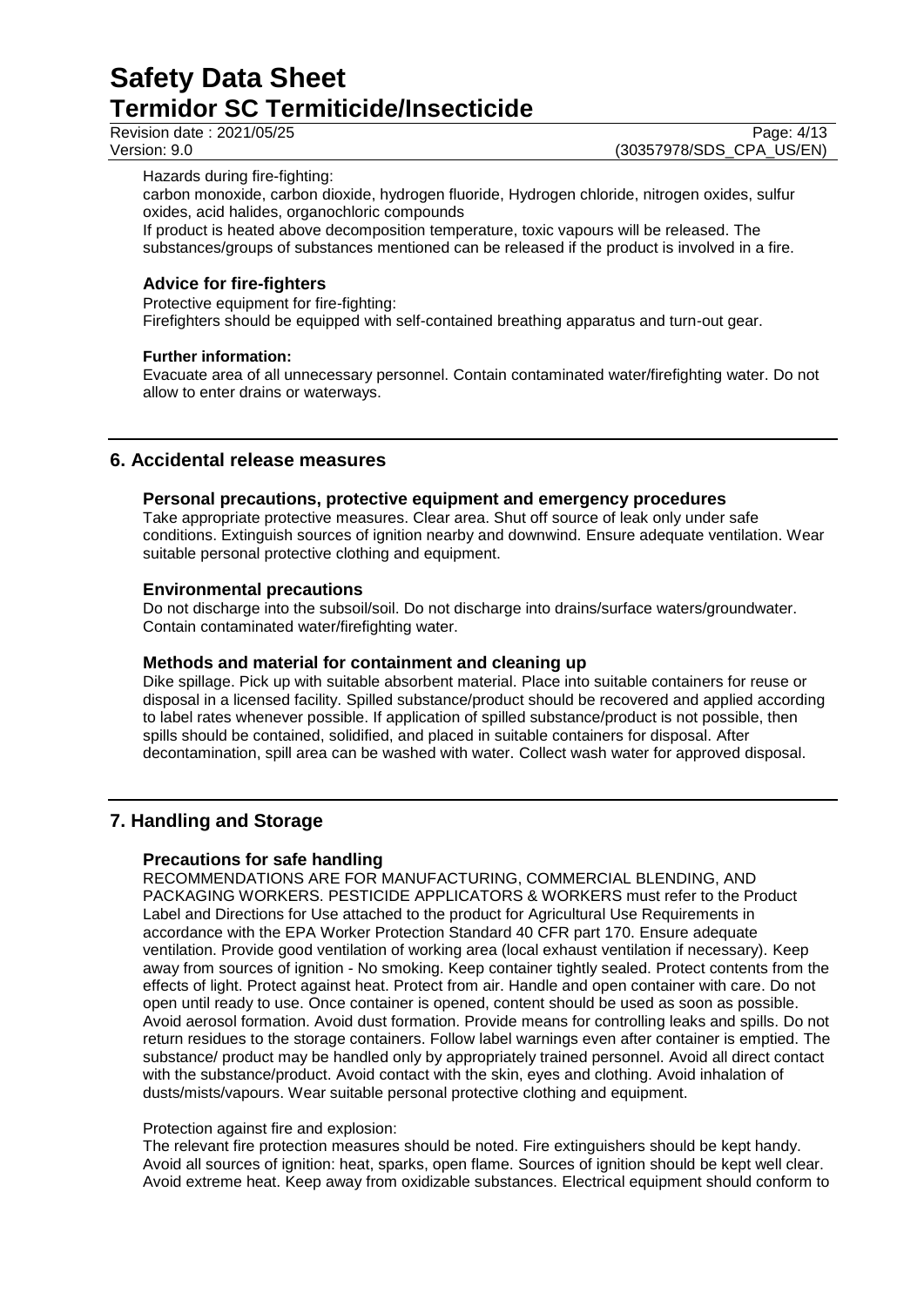Hazards during fire-fighting:

carbon monoxide, carbon dioxide, hydrogen fluoride, Hydrogen chloride, nitrogen oxides, sulfur oxides, acid halides, organochloric compounds

If product is heated above decomposition temperature, toxic vapours will be released. The substances/groups of substances mentioned can be released if the product is involved in a fire.

### Advice for fire-fighters

Protective equipment for fire-fighting:

Firefighters should be equipped with self-contained breathing apparatus and turn-out gear.

**Further information:**

Evacuate area of all unnecessary personnel. Contain contaminated water/firefighting water. Do not allow to enter drains or waterways.

## 6. Accidental release measures

### Personal precautions, protective equipment and emergency procedures

Take appropriate protective measures. Clear area. Shut off source of leak only under safe conditions. Extinguish sources of ignition nearby and downwind. Ensure adequate ventilation. Wear suitable personal protective clothing and equipment.

### Environmental precautions

Do not discharge into the subsoil/soil. Do not discharge into drains/surface waters/groundwater. Contain contaminated water/firefighting water.

### Methods and material for containment and cleaning up

Dike spillage. Pick up with suitable absorbent material. Place into suitable containers for reuse or disposal in a licensed facility. Spilled substance/product should be recovered and applied according to label rates whenever possible. If application of spilled substance/product is not possible, then spills should be contained, solidified, and placed in suitable containers for disposal. After decontamination, spill area can be washed with water. Collect wash water for approved disposal.

## 7. Handling and Storage

### Precautions for safe handling

RECOMMENDATIONS ARE FOR MANUFACTURING, COMMERCIAL BLENDING, AND PACKAGING WORKERS. PESTICIDE APPLICATORS & WORKERS must refer to the Product Label and Directions for Use attached to the product for Agricultural Use Requirements in accordance with the EPA Worker Protection Standard 40 CFR part 170. Ensure adequate ventilation. Provide good ventilation of working area (local exhaust ventilation if necessary). Keep away from sources of ignition - No smoking. Keep container tightly sealed. Protect contents from the effects of light. Protect against heat. Protect from air. Handle and open container with care. Do not open until ready to use. Once container is opened, content should be used as soon as possible. Avoid aerosol formation. Avoid dust formation. Provide means for controlling leaks and spills. Do not return residues to the storage containers. Follow label warnings even after container is emptied. The substance/ product may be handled only by appropriately trained personnel. Avoid all direct contact with the substance/product. Avoid contact with the skin, eyes and clothing. Avoid inhalation of dusts/mists/vapours. Wear suitable personal protective clothing and equipment.

Protection against fire and explosion:

The relevant fire protection measures should be noted. Fire extinguishers should be kept handy. Avoid all sources of ignition: heat, sparks, open flame. Sources of ignition should be kept well clear. Avoid extreme heat. Keep away from oxidizable substances. Electrical equipment should conform to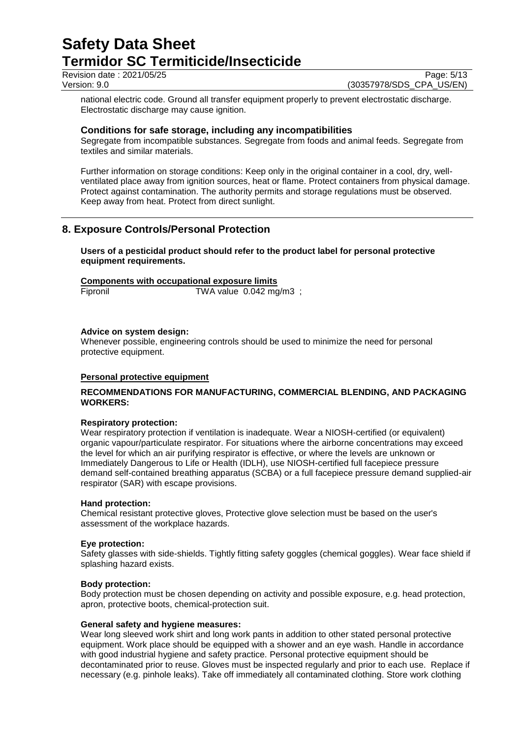national electric code. Ground all transfer equipment properly to prevent electrostatic discharge. Electrostatic discharge may cause ignition.

### Conditions for safe storage, including any incompatibilities

Segregate from incompatible substances. Segregate from foods and animal feeds. Segregate from textiles and similar materials.

Further information on storage conditions: Keep only in the original container in a cool, dry, well-ventilated place away from ignition sources, heat or flame. Protect containers from physical damage. Protect against contamination. The authority permits and storage regulations must be observed. Keep away from heat. Protect from direct sunlight.

## 8. Exposure Controls/Personal Protection

**Users of a pesticidal product should refer to the product label for personal protective equipment requirements.**

**Components with occupational exposure limits**

| | |
|---|---|
| Fipronil | TWA value 0.042 mg/m3 ; |

**Advice on system design:**

Whenever possible, engineering controls should be used to minimize the need for personal protective equipment.

**Personal protective equipment**

**RECOMMENDATIONS FOR MANUFACTURING, COMMERCIAL BLENDING, AND PACKAGING WORKERS:**

**Respiratory protection:**

Wear respiratory protection if ventilation is inadequate. Wear a NIOSH-certified (or equivalent) organic vapour/particulate respirator. For situations where the airborne concentrations may exceed the level for which an air purifying respirator is effective, or where the levels are unknown or Immediately Dangerous to Life or Health (IDLH), use NIOSH-certified full facepiece pressure demand self-contained breathing apparatus (SCBA) or a full facepiece pressure demand supplied-air respirator (SAR) with escape provisions.

**Hand protection:**

Chemical resistant protective gloves, Protective glove selection must be based on the user's assessment of the workplace hazards.

**Eye protection:**

Safety glasses with side-shields. Tightly fitting safety goggles (chemical goggles). Wear face shield if splashing hazard exists.

**Body protection:**

Body protection must be chosen depending on activity and possible exposure, e.g. head protection, apron, protective boots, chemical-protection suit.

**General safety and hygiene measures:**

Wear long sleeved work shirt and long work pants in addition to other stated personal protective equipment. Work place should be equipped with a shower and an eye wash. Handle in accordance with good industrial hygiene and safety practice. Personal protective equipment should be decontaminated prior to reuse. Gloves must be inspected regularly and prior to each use. Replace if necessary (e.g. pinhole leaks). Take off immediately all contaminated clothing. Store work clothing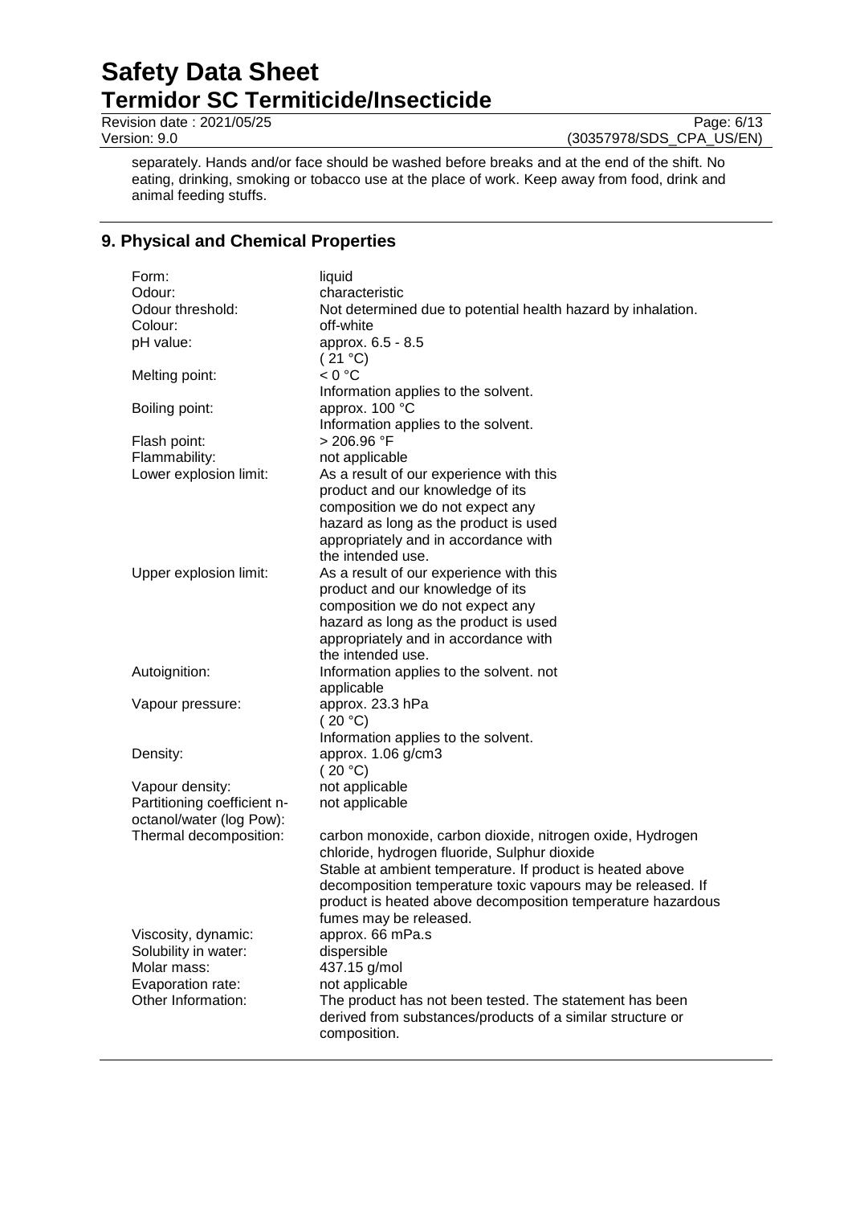separately. Hands and/or face should be washed before breaks and at the end of the shift. No eating, drinking, smoking or tobacco use at the place of work. Keep away from food, drink and animal feeding stuffs.

## 9. Physical and Chemical Properties

| | |
|---|---|
| Form: | liquid |
| Odour: | characteristic |
| Odour threshold: | Not determined due to potential health hazard by inhalation. |
| Colour: | off-white |
| pH value: | approx. 6.5 - 8.5 (21 °C) |
| Melting point: | < 0 °C Information applies to the solvent. |
| Boiling point: | approx. 100 °C Information applies to the solvent. |
| Flash point: | > 206.96 °F |
| Flammability: | not applicable |
| Lower explosion limit: | As a result of our experience with this product and our knowledge of its composition we do not expect any hazard as long as the product is used appropriately and in accordance with the intended use. |
| Upper explosion limit: | As a result of our experience with this product and our knowledge of its composition we do not expect any hazard as long as the product is used appropriately and in accordance with the intended use. |
| Autoignition: | Information applies to the solvent. not applicable |
| Vapour pressure: | approx. 23.3 hPa (20 °C) Information applies to the solvent. |
| Density: | approx. 1.06 g/cm3 (20 °C) |
| Vapour density: | not applicable |
| Partitioning coefficient n-octanol/water (log Pow): | not applicable |
| Thermal decomposition: | carbon monoxide, carbon dioxide, nitrogen oxide, Hydrogen chloride, hydrogen fluoride, Sulphur dioxide Stable at ambient temperature. If product is heated above decomposition temperature toxic vapours may be released. If product is heated above decomposition temperature hazardous fumes may be released. |
| Viscosity, dynamic: | approx. 66 mPa.s |
| Solubility in water: | dispersible |
| Molar mass: | 437.15 g/mol |
| Evaporation rate: | not applicable |
| Other Information: | The product has not been tested. The statement has been derived from substances/products of a similar structure or composition. |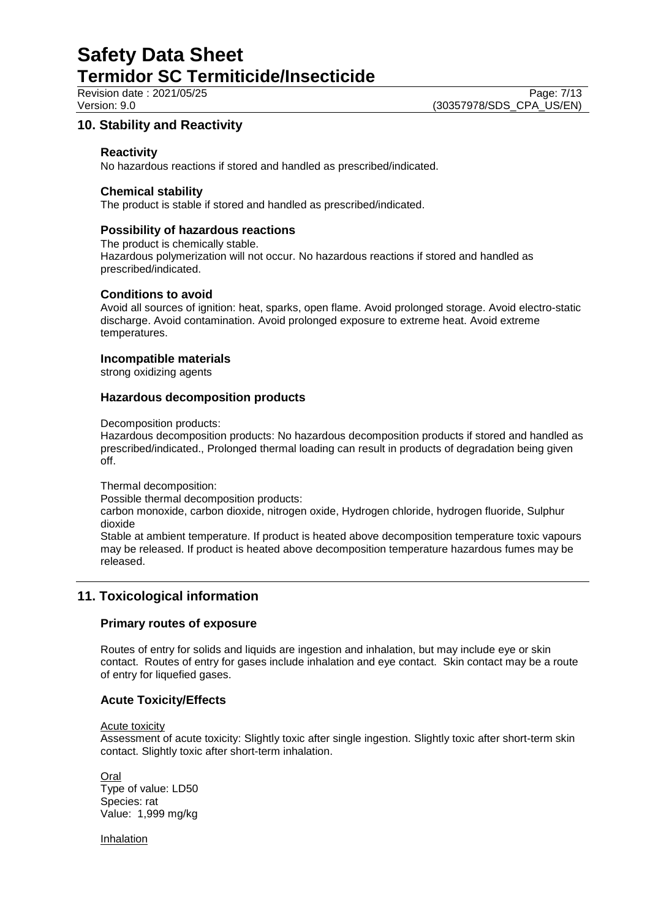## 10. Stability and Reactivity

### Reactivity

No hazardous reactions if stored and handled as prescribed/indicated.

### Chemical stability

The product is stable if stored and handled as prescribed/indicated.

### Possibility of hazardous reactions

The product is chemically stable.
Hazardous polymerization will not occur. No hazardous reactions if stored and handled as prescribed/indicated.

### Conditions to avoid

Avoid all sources of ignition: heat, sparks, open flame. Avoid prolonged storage. Avoid electro-static discharge. Avoid contamination. Avoid prolonged exposure to extreme heat. Avoid extreme temperatures.

### Incompatible materials

strong oxidizing agents

### Hazardous decomposition products

Decomposition products:
Hazardous decomposition products: No hazardous decomposition products if stored and handled as prescribed/indicated., Prolonged thermal loading can result in products of degradation being given off.

Thermal decomposition:
Possible thermal decomposition products:
carbon monoxide, carbon dioxide, nitrogen oxide, Hydrogen chloride, hydrogen fluoride, Sulphur dioxide
Stable at ambient temperature. If product is heated above decomposition temperature toxic vapours may be released. If product is heated above decomposition temperature hazardous fumes may be released.

## 11. Toxicological information

### Primary routes of exposure

Routes of entry for solids and liquids are ingestion and inhalation, but may include eye or skin contact. Routes of entry for gases include inhalation and eye contact. Skin contact may be a route of entry for liquefied gases.

### Acute Toxicity/Effects

Acute toxicity
Assessment of acute toxicity: Slightly toxic after single ingestion. Slightly toxic after short-term skin contact. Slightly toxic after short-term inhalation.

Oral
Type of value: LD50
Species: rat
Value: 1,999 mg/kg

Inhalation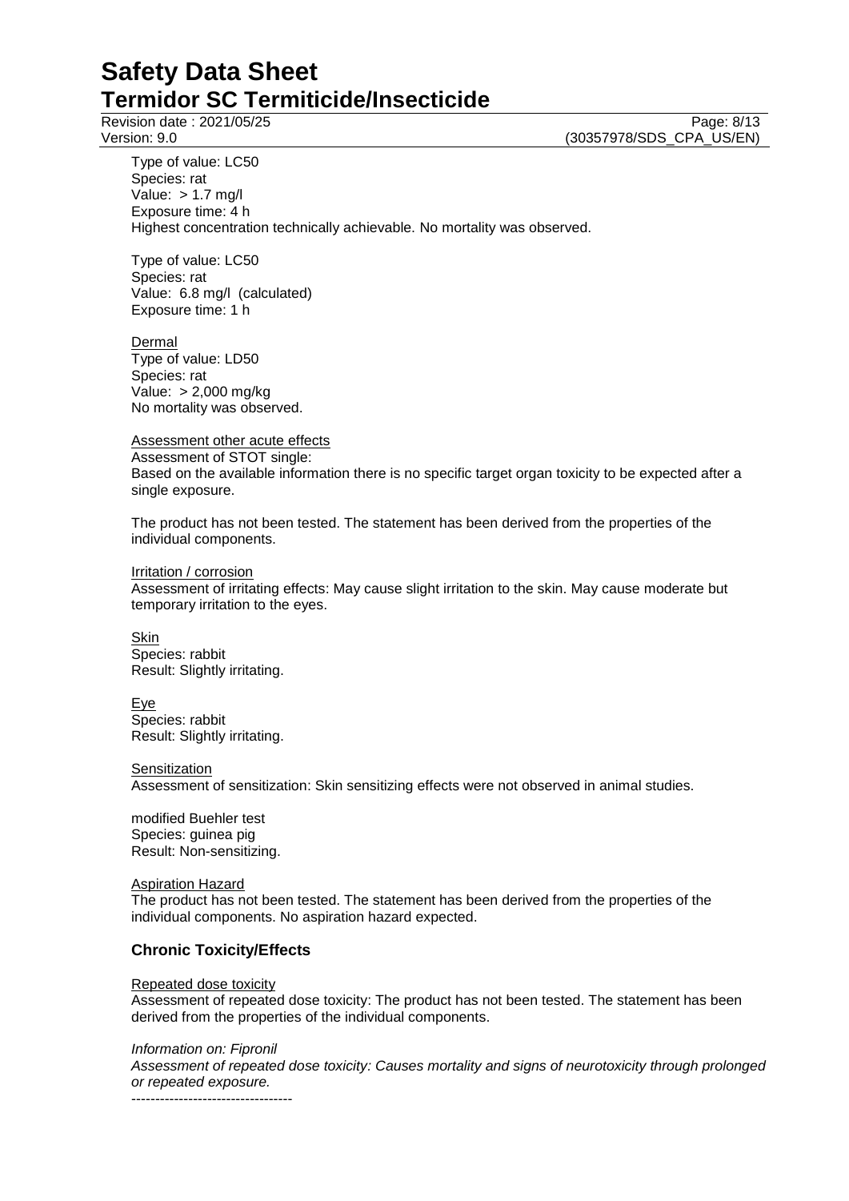Type of value: LC50
Species: rat
Value: > 1.7 mg/l
Exposure time: 4 h
Highest concentration technically achievable. No mortality was observed.

Type of value: LC50
Species: rat
Value: 6.8 mg/l (calculated)
Exposure time: 1 h

Dermal
Type of value: LD50
Species: rat
Value: > 2,000 mg/kg
No mortality was observed.

Assessment other acute effects
Assessment of STOT single:
Based on the available information there is no specific target organ toxicity to be expected after a single exposure.

The product has not been tested. The statement has been derived from the properties of the individual components.

Irritation / corrosion
Assessment of irritating effects: May cause slight irritation to the skin. May cause moderate but temporary irritation to the eyes.

Skin
Species: rabbit
Result: Slightly irritating.

Eye
Species: rabbit
Result: Slightly irritating.

Sensitization
Assessment of sensitization: Skin sensitizing effects were not observed in animal studies.

modified Buehler test
Species: guinea pig
Result: Non-sensitizing.

Aspiration Hazard
The product has not been tested. The statement has been derived from the properties of the individual components. No aspiration hazard expected.

## Chronic Toxicity/Effects

Repeated dose toxicity
Assessment of repeated dose toxicity: The product has not been tested. The statement has been derived from the properties of the individual components.

*Information on: Fipronil*
*Assessment of repeated dose toxicity: Causes mortality and signs of neurotoxicity through prolonged or repeated exposure.*
----------------------------------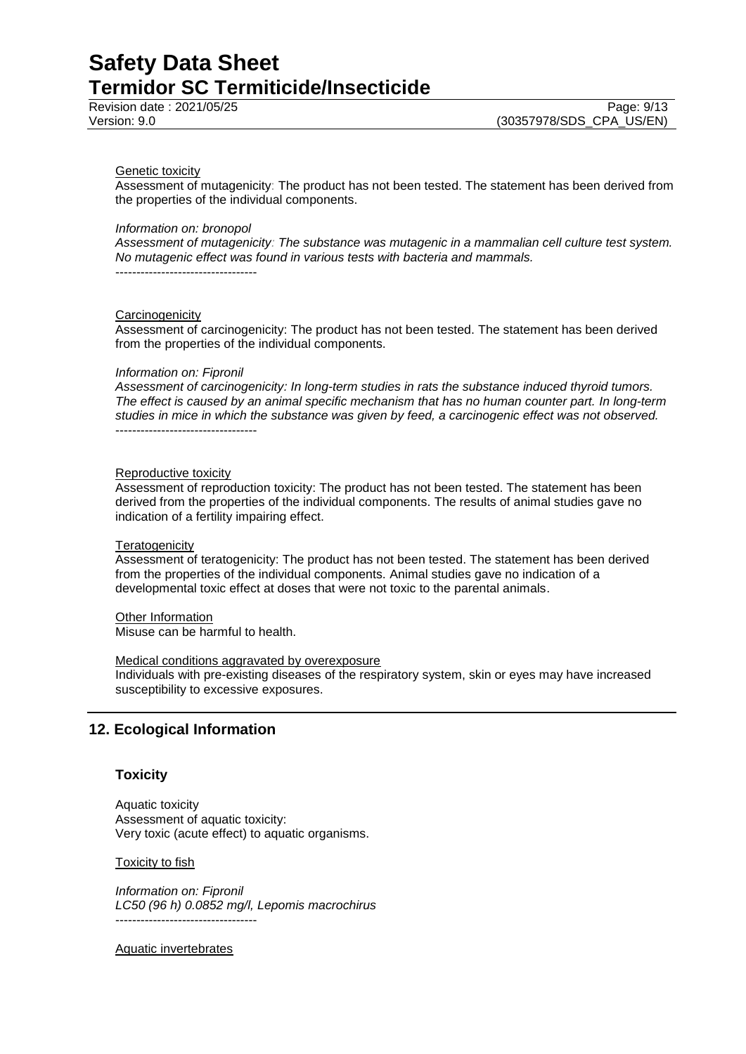Genetic toxicity

Assessment of mutagenicity: The product has not been tested. The statement has been derived from the properties of the individual components.

*Information on: bronopol*

*Assessment of mutagenicity: The substance was mutagenic in a mammalian cell culture test system. No mutagenic effect was found in various tests with bacteria and mammals.*

----------------------------------

Carcinogenicity

Assessment of carcinogenicity: The product has not been tested. The statement has been derived from the properties of the individual components.

*Information on: Fipronil*

*Assessment of carcinogenicity: In long-term studies in rats the substance induced thyroid tumors. The effect is caused by an animal specific mechanism that has no human counter part. In long-term studies in mice in which the substance was given by feed, a carcinogenic effect was not observed.*

----------------------------------

Reproductive toxicity

Assessment of reproduction toxicity: The product has not been tested. The statement has been derived from the properties of the individual components. The results of animal studies gave no indication of a fertility impairing effect.

Teratogenicity

Assessment of teratogenicity: The product has not been tested. The statement has been derived from the properties of the individual components. Animal studies gave no indication of a developmental toxic effect at doses that were not toxic to the parental animals.

Other Information

Misuse can be harmful to health.

Medical conditions aggravated by overexposure

Individuals with pre-existing diseases of the respiratory system, skin or eyes may have increased susceptibility to excessive exposures.

## 12. Ecological Information

### Toxicity

Aquatic toxicity

Assessment of aquatic toxicity:

Very toxic (acute effect) to aquatic organisms.

Toxicity to fish

*Information on: Fipronil*

*LC50 (96 h) 0.0852 mg/l, Lepomis macrochirus*

----------------------------------

Aquatic invertebrates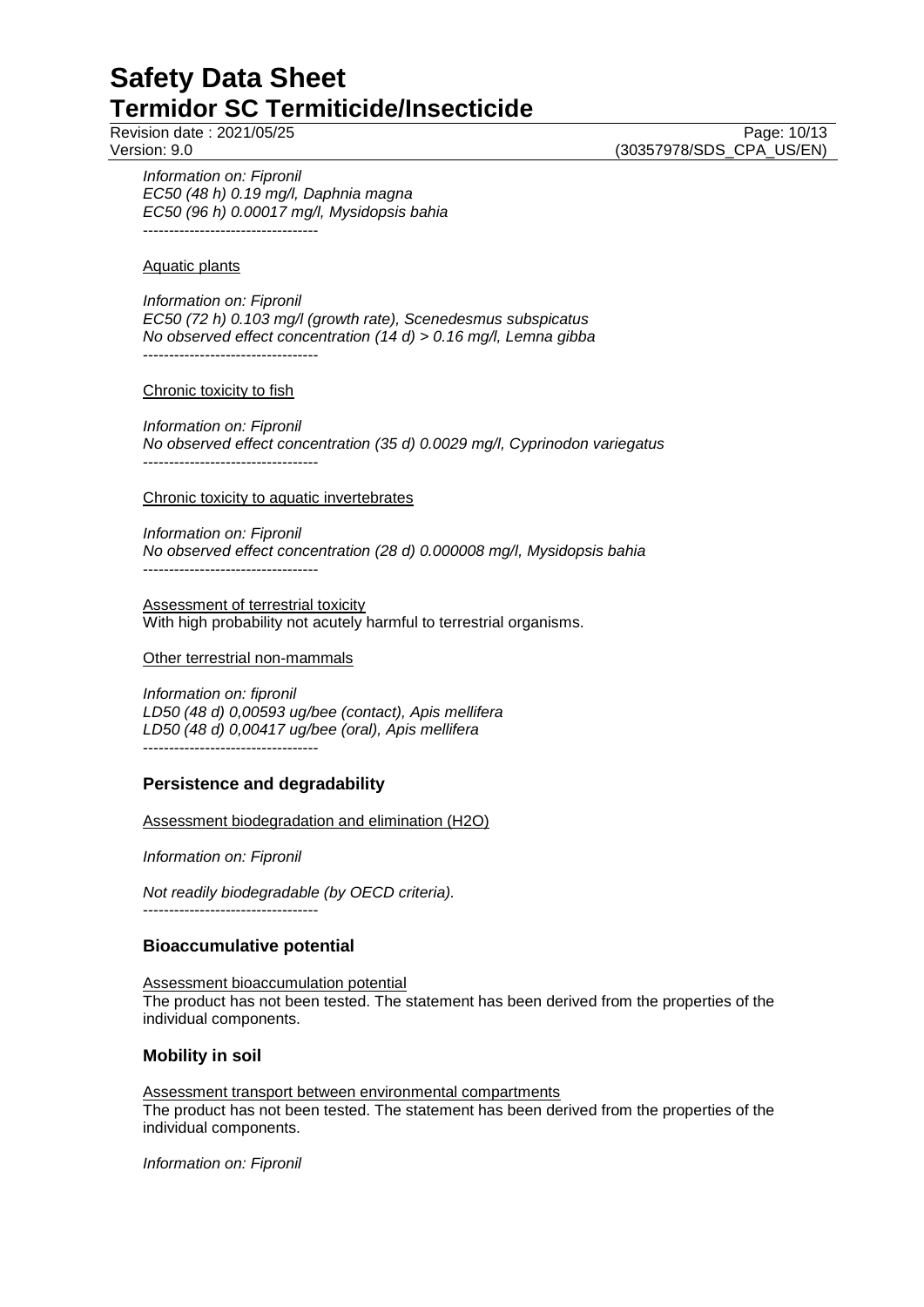*Information on: Fipronil*
*EC50 (48 h) 0.19 mg/l, Daphnia magna*
*EC50 (96 h) 0.00017 mg/l, Mysidopsis bahia*
----------------------------------

Aquatic plants

*Information on: Fipronil*
*EC50 (72 h) 0.103 mg/l (growth rate), Scenedesmus subspicatus*
*No observed effect concentration (14 d) > 0.16 mg/l, Lemna gibba*
----------------------------------

Chronic toxicity to fish

*Information on: Fipronil*
*No observed effect concentration (35 d) 0.0029 mg/l, Cyprinodon variegatus*
----------------------------------

Chronic toxicity to aquatic invertebrates

*Information on: Fipronil*
*No observed effect concentration (28 d) 0.000008 mg/l, Mysidopsis bahia*
----------------------------------

Assessment of terrestrial toxicity
With high probability not acutely harmful to terrestrial organisms.

Other terrestrial non-mammals

*Information on: fipronil*
*LD50 (48 d) 0,00593 ug/bee (contact), Apis mellifera*
*LD50 (48 d) 0,00417 ug/bee (oral), Apis mellifera*
----------------------------------

## Persistence and degradability

Assessment biodegradation and elimination (H2O)

*Information on: Fipronil*

*Not readily biodegradable (by OECD criteria).*
----------------------------------

## Bioaccumulative potential

Assessment bioaccumulation potential
The product has not been tested. The statement has been derived from the properties of the individual components.

## Mobility in soil

Assessment transport between environmental compartments
The product has not been tested. The statement has been derived from the properties of the individual components.

*Information on: Fipronil*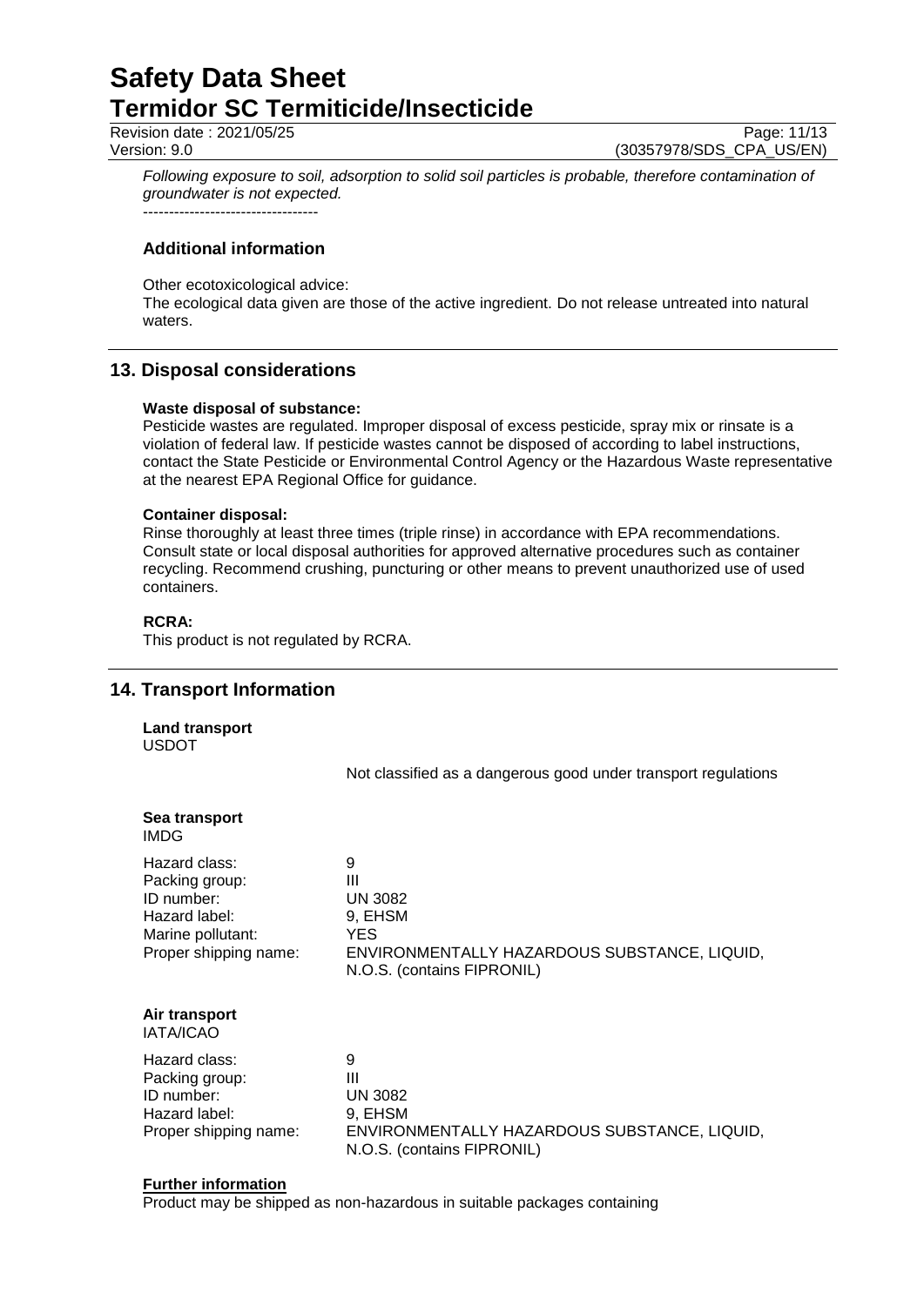*Following exposure to soil, adsorption to solid soil particles is probable, therefore contamination of groundwater is not expected.*

----------------------------------

### Additional information

Other ecotoxicological advice:
The ecological data given are those of the active ingredient. Do not release untreated into natural waters.

## 13. Disposal considerations

**Waste disposal of substance:**
Pesticide wastes are regulated. Improper disposal of excess pesticide, spray mix or rinsate is a violation of federal law. If pesticide wastes cannot be disposed of according to label instructions, contact the State Pesticide or Environmental Control Agency or the Hazardous Waste representative at the nearest EPA Regional Office for guidance.

**Container disposal:**
Rinse thoroughly at least three times (triple rinse) in accordance with EPA recommendations. Consult state or local disposal authorities for approved alternative procedures such as container recycling. Recommend crushing, puncturing or other means to prevent unauthorized use of used containers.

**RCRA:**
This product is not regulated by RCRA.

## 14. Transport Information

**Land transport**
USDOT

Not classified as a dangerous good under transport regulations

**Sea transport**
IMDG

| | |
|---|---|
| Hazard class: | 9 |
| Packing group: | III |
| ID number: | UN 3082 |
| Hazard label: | 9, EHSM |
| Marine pollutant: | YES |
| Proper shipping name: | ENVIRONMENTALLY HAZARDOUS SUBSTANCE, LIQUID, N.O.S. (contains FIPRONIL) |

**Air transport**
IATA/ICAO

| | |
|---|---|
| Hazard class: | 9 |
| Packing group: | III |
| ID number: | UN 3082 |
| Hazard label: | 9, EHSM |
| Proper shipping name: | ENVIRONMENTALLY HAZARDOUS SUBSTANCE, LIQUID, N.O.S. (contains FIPRONIL) |

**Further information**
Product may be shipped as non-hazardous in suitable packages containing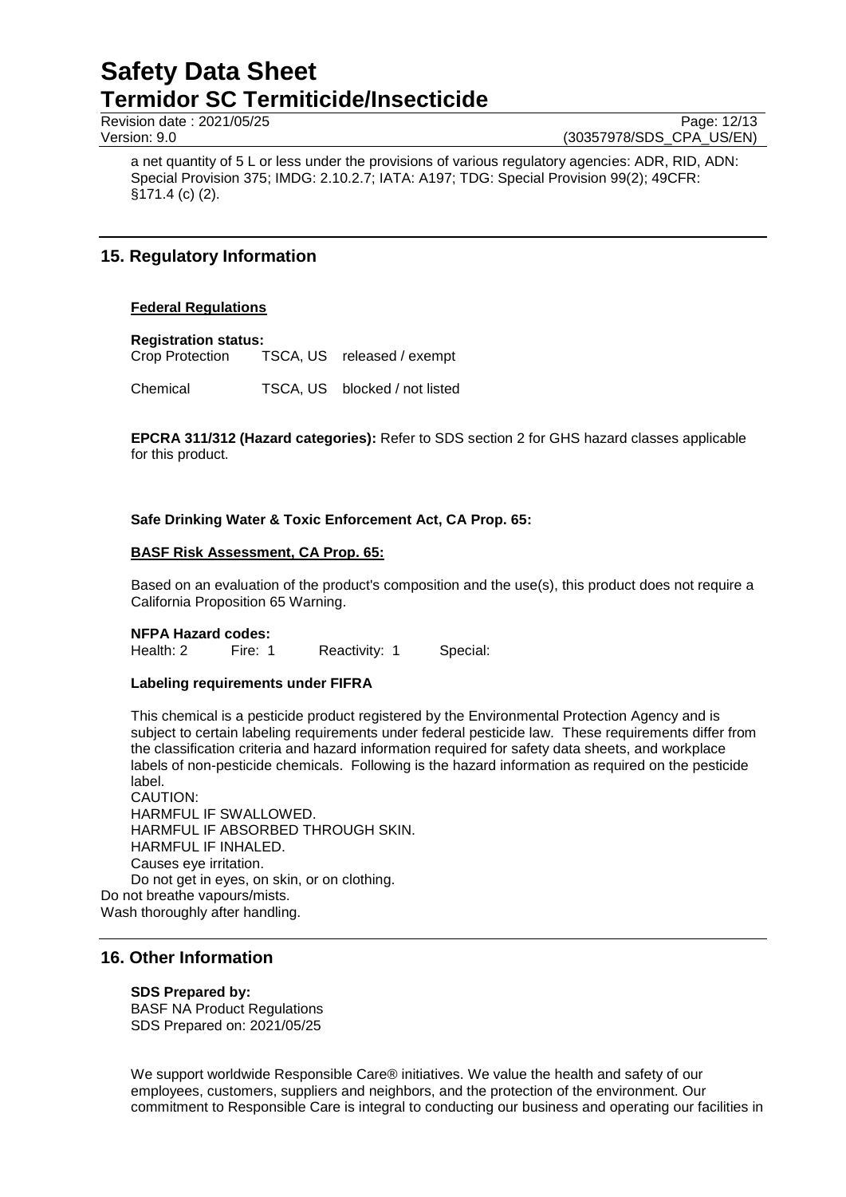a net quantity of 5 L or less under the provisions of various regulatory agencies: ADR, RID, ADN: Special Provision 375; IMDG: 2.10.2.7; IATA: A197; TDG: Special Provision 99(2); 49CFR: §171.4 (c) (2).

## 15. Regulatory Information

**Federal Regulations**

**Registration status:**

| | | |
|---|---|---|
| Crop Protection | TSCA, US | released / exempt |
| Chemical | TSCA, US | blocked / not listed |

**EPCRA 311/312 (Hazard categories):** Refer to SDS section 2 for GHS hazard classes applicable for this product.

**Safe Drinking Water & Toxic Enforcement Act, CA Prop. 65:**

**BASF Risk Assessment, CA Prop. 65:**

Based on an evaluation of the product's composition and the use(s), this product does not require a California Proposition 65 Warning.

**NFPA Hazard codes:**

| Health: 2 | Fire: 1 | Reactivity: 1 | Special: |
|---|---|---|---|

**Labeling requirements under FIFRA**

This chemical is a pesticide product registered by the Environmental Protection Agency and is subject to certain labeling requirements under federal pesticide law. These requirements differ from the classification criteria and hazard information required for safety data sheets, and workplace labels of non-pesticide chemicals. Following is the hazard information as required on the pesticide label.
CAUTION:
HARMFUL IF SWALLOWED.
HARMFUL IF ABSORBED THROUGH SKIN.
HARMFUL IF INHALED.
Causes eye irritation.
Do not get in eyes, on skin, or on clothing.
Do not breathe vapours/mists.
Wash thoroughly after handling.

## 16. Other Information

**SDS Prepared by:**
BASF NA Product Regulations
SDS Prepared on: 2021/05/25

We support worldwide Responsible Care® initiatives. We value the health and safety of our employees, customers, suppliers and neighbors, and the protection of the environment. Our commitment to Responsible Care is integral to conducting our business and operating our facilities in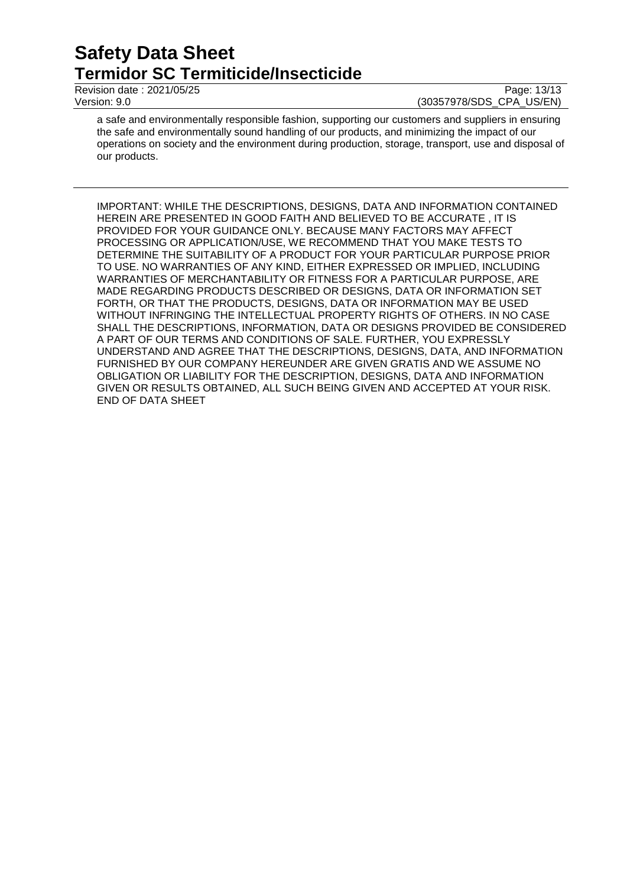a safe and environmentally responsible fashion, supporting our customers and suppliers in ensuring the safe and environmentally sound handling of our products, and minimizing the impact of our operations on society and the environment during production, storage, transport, use and disposal of our products.

---

IMPORTANT: WHILE THE DESCRIPTIONS, DESIGNS, DATA AND INFORMATION CONTAINED HEREIN ARE PRESENTED IN GOOD FAITH AND BELIEVED TO BE ACCURATE , IT IS PROVIDED FOR YOUR GUIDANCE ONLY. BECAUSE MANY FACTORS MAY AFFECT PROCESSING OR APPLICATION/USE, WE RECOMMEND THAT YOU MAKE TESTS TO DETERMINE THE SUITABILITY OF A PRODUCT FOR YOUR PARTICULAR PURPOSE PRIOR TO USE. NO WARRANTIES OF ANY KIND, EITHER EXPRESSED OR IMPLIED, INCLUDING WARRANTIES OF MERCHANTABILITY OR FITNESS FOR A PARTICULAR PURPOSE, ARE MADE REGARDING PRODUCTS DESCRIBED OR DESIGNS, DATA OR INFORMATION SET FORTH, OR THAT THE PRODUCTS, DESIGNS, DATA OR INFORMATION MAY BE USED WITHOUT INFRINGING THE INTELLECTUAL PROPERTY RIGHTS OF OTHERS. IN NO CASE SHALL THE DESCRIPTIONS, INFORMATION, DATA OR DESIGNS PROVIDED BE CONSIDERED A PART OF OUR TERMS AND CONDITIONS OF SALE. FURTHER, YOU EXPRESSLY UNDERSTAND AND AGREE THAT THE DESCRIPTIONS, DESIGNS, DATA, AND INFORMATION FURNISHED BY OUR COMPANY HEREUNDER ARE GIVEN GRATIS AND WE ASSUME NO OBLIGATION OR LIABILITY FOR THE DESCRIPTION, DESIGNS, DATA AND INFORMATION GIVEN OR RESULTS OBTAINED, ALL SUCH BEING GIVEN AND ACCEPTED AT YOUR RISK.
END OF DATA SHEET